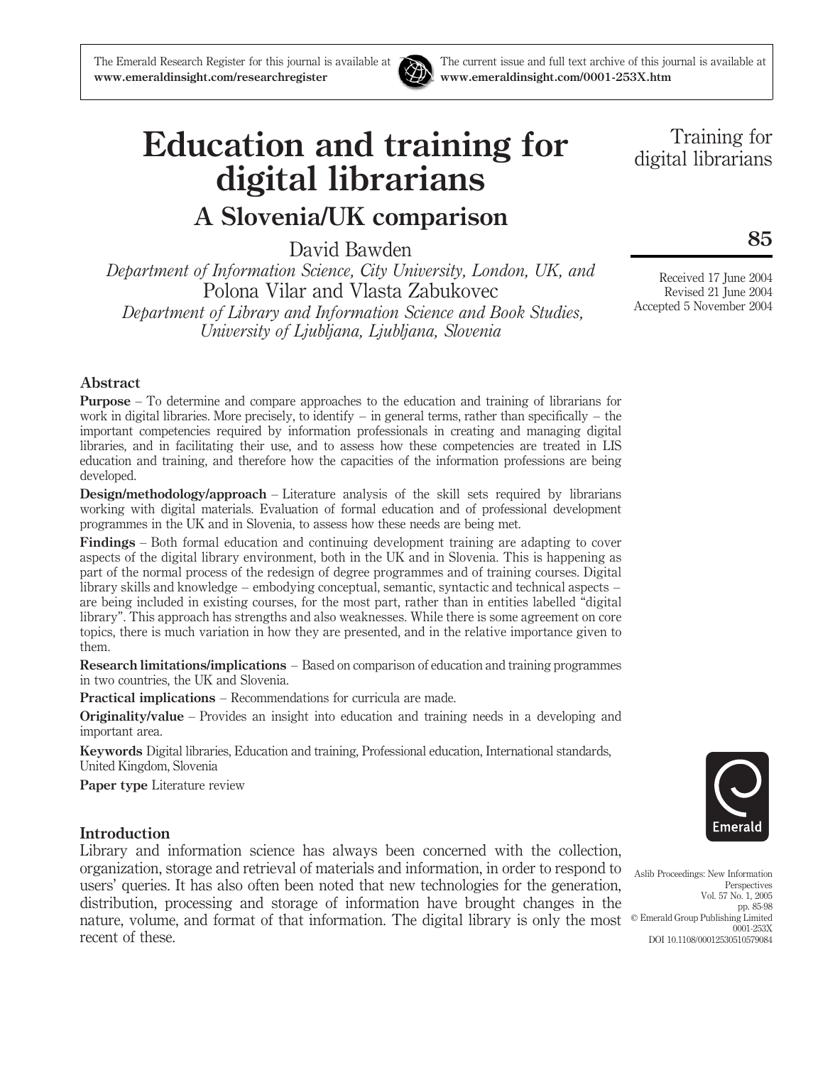# Education and training for digital librarians

## A Slovenia/UK comparison

David Bawden

*Department of Information Science, City University, London, UK, and*

Polona Vilar and Vlasta Zabukovec

*Department of Library and Information Science and Book Studies, University of Ljubljana, Ljubljana, Slovenia*

Received 17 June 2004
Revised 21 June 2004
Accepted 5 November 2004

### Abstract

**Purpose** – To determine and compare approaches to the education and training of librarians for work in digital libraries. More precisely, to identify – in general terms, rather than specifically – the important competencies required by information professionals in creating and managing digital libraries, and in facilitating their use, and to assess how these competencies are treated in LIS education and training, and therefore how the capacities of the information professions are being developed.

**Design/methodology/approach** – Literature analysis of the skill sets required by librarians working with digital materials. Evaluation of formal education and of professional development programmes in the UK and in Slovenia, to assess how these needs are being met.

**Findings** – Both formal education and continuing development training are adapting to cover aspects of the digital library environment, both in the UK and in Slovenia. This is happening as part of the normal process of the redesign of degree programmes and of training courses. Digital library skills and knowledge – embodying conceptual, semantic, syntactic and technical aspects – are being included in existing courses, for the most part, rather than in entities labelled "digital library". This approach has strengths and also weaknesses. While there is some agreement on core topics, there is much variation in how they are presented, and in the relative importance given to them.

**Research limitations/implications** – Based on comparison of education and training programmes in two countries, the UK and Slovenia.

**Practical implications** – Recommendations for curricula are made.

**Originality/value** – Provides an insight into education and training needs in a developing and important area.

**Keywords** Digital libraries, Education and training, Professional education, International standards, United Kingdom, Slovenia

**Paper type** Literature review

### Introduction

Library and information science has always been concerned with the collection, organization, storage and retrieval of materials and information, in order to respond to users' queries. It has also often been noted that new technologies for the generation, distribution, processing and storage of information have brought changes in the nature, volume, and format of that information. The digital library is only the most recent of these.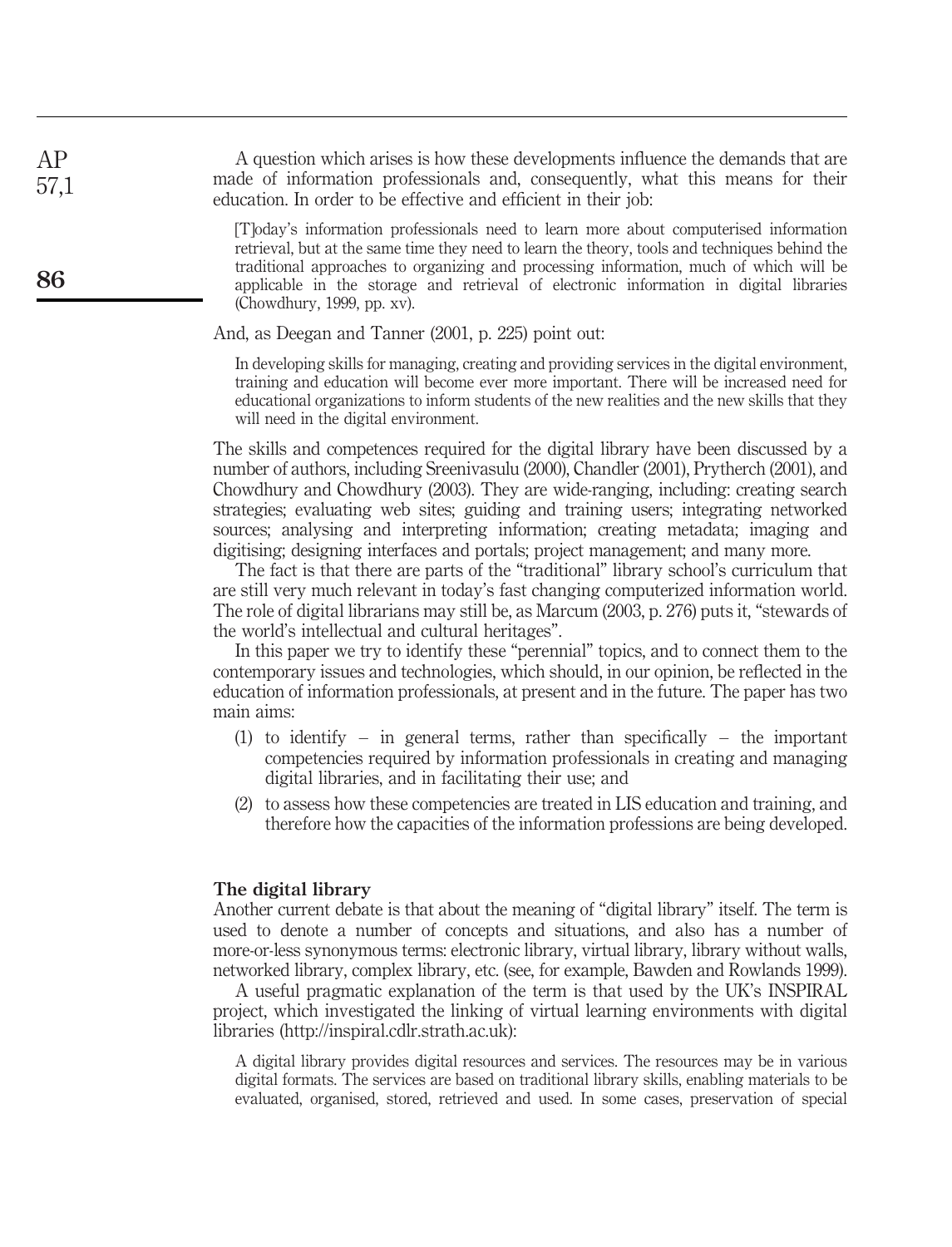A question which arises is how these developments influence the demands that are made of information professionals and, consequently, what this means for their education. In order to be effective and efficient in their job:

> [T]oday's information professionals need to learn more about computerised information retrieval, but at the same time they need to learn the theory, tools and techniques behind the traditional approaches to organizing and processing information, much of which will be applicable in the storage and retrieval of electronic information in digital libraries (Chowdhury, 1999, pp. xv).

And, as Deegan and Tanner (2001, p. 225) point out:

> In developing skills for managing, creating and providing services in the digital environment, training and education will become ever more important. There will be increased need for educational organizations to inform students of the new realities and the new skills that they will need in the digital environment.

The skills and competences required for the digital library have been discussed by a number of authors, including Sreenivasulu (2000), Chandler (2001), Prytherch (2001), and Chowdhury and Chowdhury (2003). They are wide-ranging, including: creating search strategies; evaluating web sites; guiding and training users; integrating networked sources; analysing and interpreting information; creating metadata; imaging and digitising; designing interfaces and portals; project management; and many more.

The fact is that there are parts of the "traditional" library school's curriculum that are still very much relevant in today's fast changing computerized information world. The role of digital librarians may still be, as Marcum (2003, p. 276) puts it, "stewards of the world's intellectual and cultural heritages".

In this paper we try to identify these "perennial" topics, and to connect them to the contemporary issues and technologies, which should, in our opinion, be reflected in the education of information professionals, at present and in the future. The paper has two main aims:

1. to identify – in general terms, rather than specifically – the important competencies required by information professionals in creating and managing digital libraries, and in facilitating their use; and
2. to assess how these competencies are treated in LIS education and training, and therefore how the capacities of the information professions are being developed.

## The digital library

Another current debate is that about the meaning of "digital library" itself. The term is used to denote a number of concepts and situations, and also has a number of more-or-less synonymous terms: electronic library, virtual library, library without walls, networked library, complex library, etc. (see, for example, Bawden and Rowlands 1999).

A useful pragmatic explanation of the term is that used by the UK's INSPIRAL project, which investigated the linking of virtual learning environments with digital libraries (http://inspiral.cdlr.strath.ac.uk):

> A digital library provides digital resources and services. The resources may be in various digital formats. The services are based on traditional library skills, enabling materials to be evaluated, organised, stored, retrieved and used. In some cases, preservation of special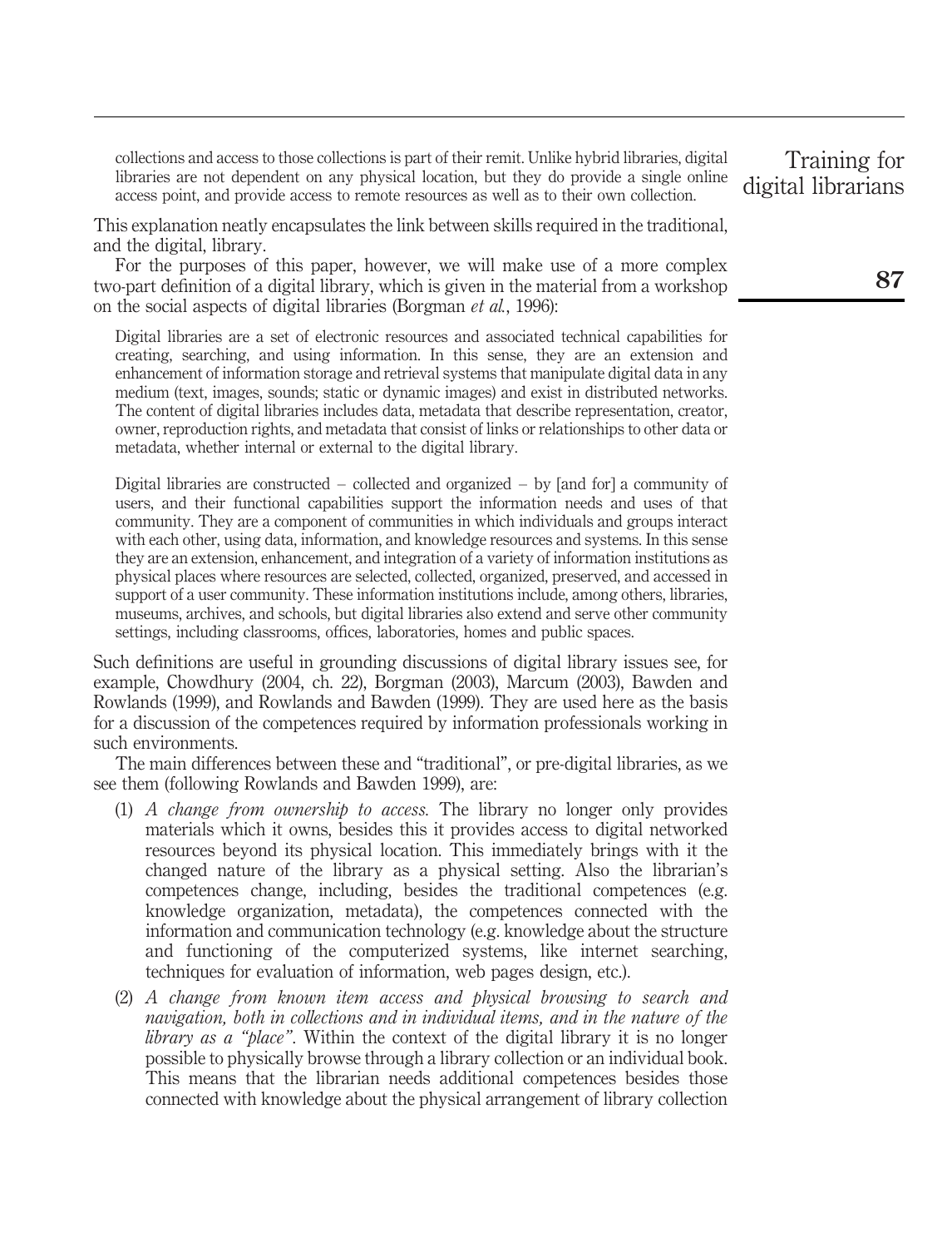collections and access to those collections is part of their remit. Unlike hybrid libraries, digital libraries are not dependent on any physical location, but they do provide a single online access point, and provide access to remote resources as well as to their own collection.

This explanation neatly encapsulates the link between skills required in the traditional, and the digital, library.

For the purposes of this paper, however, we will make use of a more complex two-part definition of a digital library, which is given in the material from a workshop on the social aspects of digital libraries (Borgman *et al.*, 1996):

> Digital libraries are a set of electronic resources and associated technical capabilities for creating, searching, and using information. In this sense, they are an extension and enhancement of information storage and retrieval systems that manipulate digital data in any medium (text, images, sounds; static or dynamic images) and exist in distributed networks. The content of digital libraries includes data, metadata that describe representation, creator, owner, reproduction rights, and metadata that consist of links or relationships to other data or metadata, whether internal or external to the digital library.
>
> Digital libraries are constructed – collected and organized – by [and for] a community of users, and their functional capabilities support the information needs and uses of that community. They are a component of communities in which individuals and groups interact with each other, using data, information, and knowledge resources and systems. In this sense they are an extension, enhancement, and integration of a variety of information institutions as physical places where resources are selected, collected, organized, preserved, and accessed in support of a user community. These information institutions include, among others, libraries, museums, archives, and schools, but digital libraries also extend and serve other community settings, including classrooms, offices, laboratories, homes and public spaces.

Such definitions are useful in grounding discussions of digital library issues see, for example, Chowdhury (2004, ch. 22), Borgman (2003), Marcum (2003), Bawden and Rowlands (1999), and Rowlands and Bawden (1999). They are used here as the basis for a discussion of the competences required by information professionals working in such environments.

The main differences between these and "traditional", or pre-digital libraries, as we see them (following Rowlands and Bawden 1999), are:

1. *A change from ownership to access.* The library no longer only provides materials which it owns, besides this it provides access to digital networked resources beyond its physical location. This immediately brings with it the changed nature of the library as a physical setting. Also the librarian's competences change, including, besides the traditional competences (e.g. knowledge organization, metadata), the competences connected with the information and communication technology (e.g. knowledge about the structure and functioning of the computerized systems, like internet searching, techniques for evaluation of information, web pages design, etc.).
2. *A change from known item access and physical browsing to search and navigation, both in collections and in individual items, and in the nature of the library as a "place".* Within the context of the digital library it is no longer possible to physically browse through a library collection or an individual book. This means that the librarian needs additional competences besides those connected with knowledge about the physical arrangement of library collection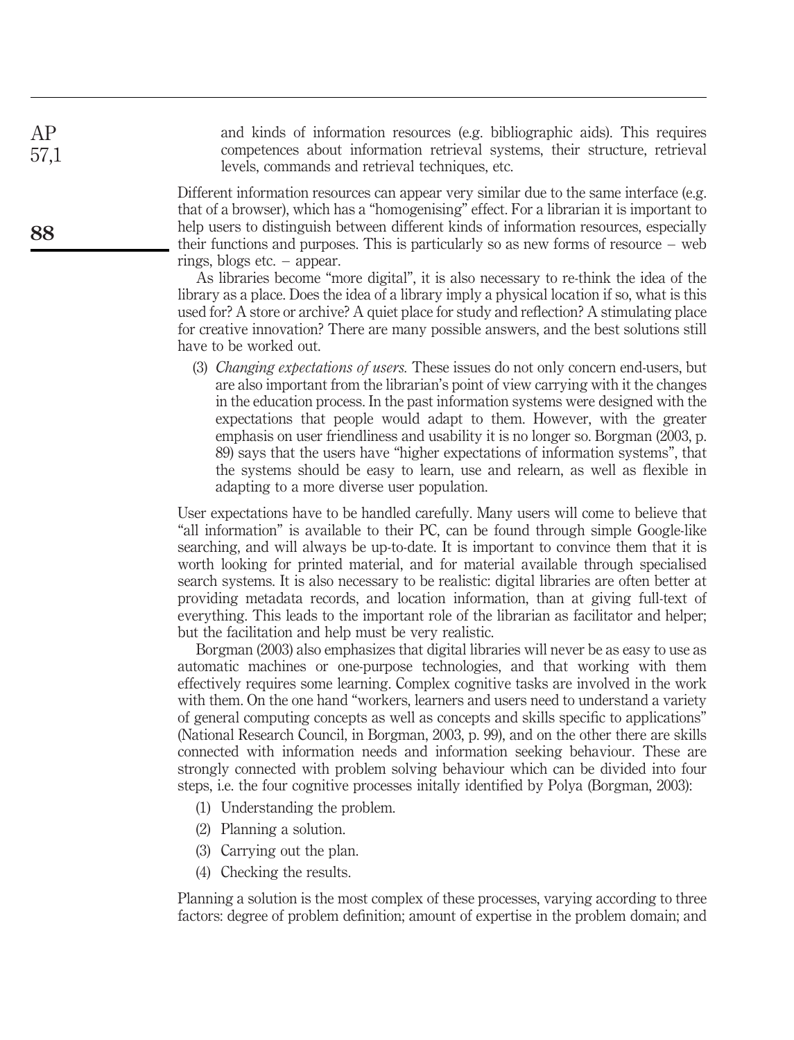and kinds of information resources (e.g. bibliographic aids). This requires competences about information retrieval systems, their structure, retrieval levels, commands and retrieval techniques, etc.

Different information resources can appear very similar due to the same interface (e.g. that of a browser), which has a "homogenising" effect. For a librarian it is important to help users to distinguish between different kinds of information resources, especially their functions and purposes. This is particularly so as new forms of resource – web rings, blogs etc. – appear.

As libraries become "more digital", it is also necessary to re-think the idea of the library as a place. Does the idea of a library imply a physical location if so, what is this used for? A store or archive? A quiet place for study and reflection? A stimulating place for creative innovation? There are many possible answers, and the best solutions still have to be worked out.

(3) *Changing expectations of users.* These issues do not only concern end-users, but are also important from the librarian's point of view carrying with it the changes in the education process. In the past information systems were designed with the expectations that people would adapt to them. However, with the greater emphasis on user friendliness and usability it is no longer so. Borgman (2003, p. 89) says that the users have "higher expectations of information systems", that the systems should be easy to learn, use and relearn, as well as flexible in adapting to a more diverse user population.

User expectations have to be handled carefully. Many users will come to believe that "all information" is available to their PC, can be found through simple Google-like searching, and will always be up-to-date. It is important to convince them that it is worth looking for printed material, and for material available through specialised search systems. It is also necessary to be realistic: digital libraries are often better at providing metadata records, and location information, than at giving full-text of everything. This leads to the important role of the librarian as facilitator and helper; but the facilitation and help must be very realistic.

Borgman (2003) also emphasizes that digital libraries will never be as easy to use as automatic machines or one-purpose technologies, and that working with them effectively requires some learning. Complex cognitive tasks are involved in the work with them. On the one hand "workers, learners and users need to understand a variety of general computing concepts as well as concepts and skills specific to applications" (National Research Council, in Borgman, 2003, p. 99), and on the other there are skills connected with information needs and information seeking behaviour. These are strongly connected with problem solving behaviour which can be divided into four steps, i.e. the four cognitive processes initally identified by Polya (Borgman, 2003):

(1) Understanding the problem.
(2) Planning a solution.
(3) Carrying out the plan.
(4) Checking the results.

Planning a solution is the most complex of these processes, varying according to three factors: degree of problem definition; amount of expertise in the problem domain; and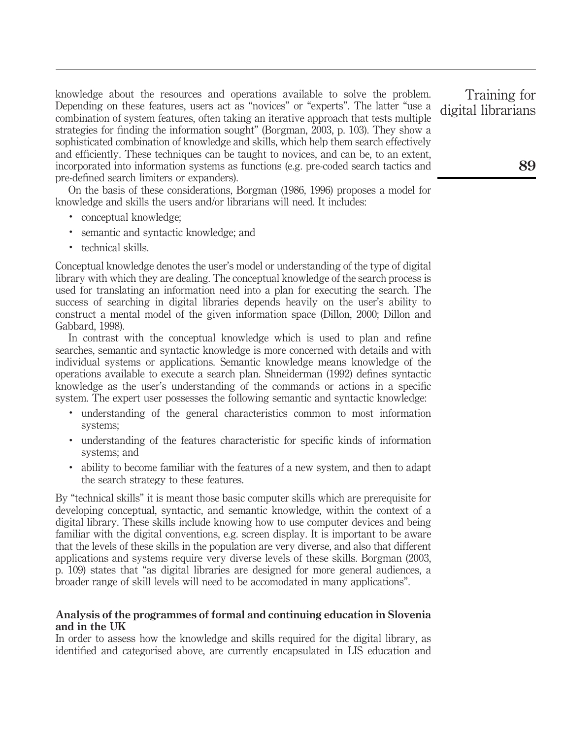knowledge about the resources and operations available to solve the problem. Depending on these features, users act as "novices" or "experts". The latter "use a combination of system features, often taking an iterative approach that tests multiple strategies for finding the information sought" (Borgman, 2003, p. 103). They show a sophisticated combination of knowledge and skills, which help them search effectively and efficiently. These techniques can be taught to novices, and can be, to an extent, incorporated into information systems as functions (e.g. pre-coded search tactics and pre-defined search limiters or expanders).

On the basis of these considerations, Borgman (1986, 1996) proposes a model for knowledge and skills the users and/or librarians will need. It includes:

- conceptual knowledge;
- semantic and syntactic knowledge; and
- technical skills.

Conceptual knowledge denotes the user's model or understanding of the type of digital library with which they are dealing. The conceptual knowledge of the search process is used for translating an information need into a plan for executing the search. The success of searching in digital libraries depends heavily on the user's ability to construct a mental model of the given information space (Dillon, 2000; Dillon and Gabbard, 1998).

In contrast with the conceptual knowledge which is used to plan and refine searches, semantic and syntactic knowledge is more concerned with details and with individual systems or applications. Semantic knowledge means knowledge of the operations available to execute a search plan. Shneiderman (1992) defines syntactic knowledge as the user's understanding of the commands or actions in a specific system. The expert user possesses the following semantic and syntactic knowledge:

- understanding of the general characteristics common to most information systems;
- understanding of the features characteristic for specific kinds of information systems; and
- ability to become familiar with the features of a new system, and then to adapt the search strategy to these features.

By "technical skills" it is meant those basic computer skills which are prerequisite for developing conceptual, syntactic, and semantic knowledge, within the context of a digital library. These skills include knowing how to use computer devices and being familiar with the digital conventions, e.g. screen display. It is important to be aware that the levels of these skills in the population are very diverse, and also that different applications and systems require very diverse levels of these skills. Borgman (2003, p. 109) states that "as digital libraries are designed for more general audiences, a broader range of skill levels will need to be accomodated in many applications".

### Analysis of the programmes of formal and continuing education in Slovenia and in the UK

In order to assess how the knowledge and skills required for the digital library, as identified and categorised above, are currently encapsulated in LIS education and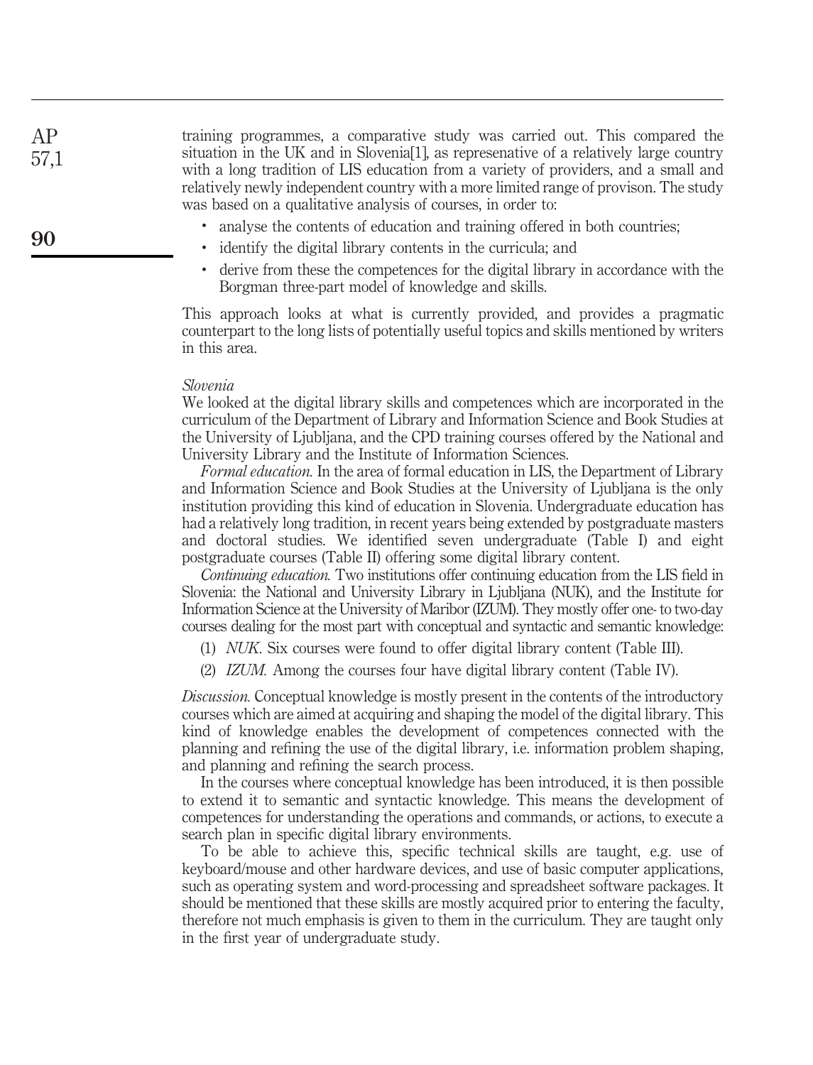training programmes, a comparative study was carried out. This compared the situation in the UK and in Slovenia[1], as represenative of a relatively large country with a long tradition of LIS education from a variety of providers, and a small and relatively newly independent country with a more limited range of provison. The study was based on a qualitative analysis of courses, in order to:

- analyse the contents of education and training offered in both countries;
- identify the digital library contents in the curricula; and
- derive from these the competences for the digital library in accordance with the Borgman three-part model of knowledge and skills.

This approach looks at what is currently provided, and provides a pragmatic counterpart to the long lists of potentially useful topics and skills mentioned by writers in this area.

### *Slovenia*

We looked at the digital library skills and competences which are incorporated in the curriculum of the Department of Library and Information Science and Book Studies at the University of Ljubljana, and the CPD training courses offered by the National and University Library and the Institute of Information Sciences.

*Formal education.* In the area of formal education in LIS, the Department of Library and Information Science and Book Studies at the University of Ljubljana is the only institution providing this kind of education in Slovenia. Undergraduate education has had a relatively long tradition, in recent years being extended by postgraduate masters and doctoral studies. We identified seven undergraduate (Table I) and eight postgraduate courses (Table II) offering some digital library content.

*Continuing education.* Two institutions offer continuing education from the LIS field in Slovenia: the National and University Library in Ljubljana (NUK), and the Institute for Information Science at the University of Maribor (IZUM). They mostly offer one- to two-day courses dealing for the most part with conceptual and syntactic and semantic knowledge:

(1) *NUK.* Six courses were found to offer digital library content (Table III).

(2) *IZUM.* Among the courses four have digital library content (Table IV).

*Discussion.* Conceptual knowledge is mostly present in the contents of the introductory courses which are aimed at acquiring and shaping the model of the digital library. This kind of knowledge enables the development of competences connected with the planning and refining the use of the digital library, i.e. information problem shaping, and planning and refining the search process.

In the courses where conceptual knowledge has been introduced, it is then possible to extend it to semantic and syntactic knowledge. This means the development of competences for understanding the operations and commands, or actions, to execute a search plan in specific digital library environments.

To be able to achieve this, specific technical skills are taught, e.g. use of keyboard/mouse and other hardware devices, and use of basic computer applications, such as operating system and word-processing and spreadsheet software packages. It should be mentioned that these skills are mostly acquired prior to entering the faculty, therefore not much emphasis is given to them in the curriculum. They are taught only in the first year of undergraduate study.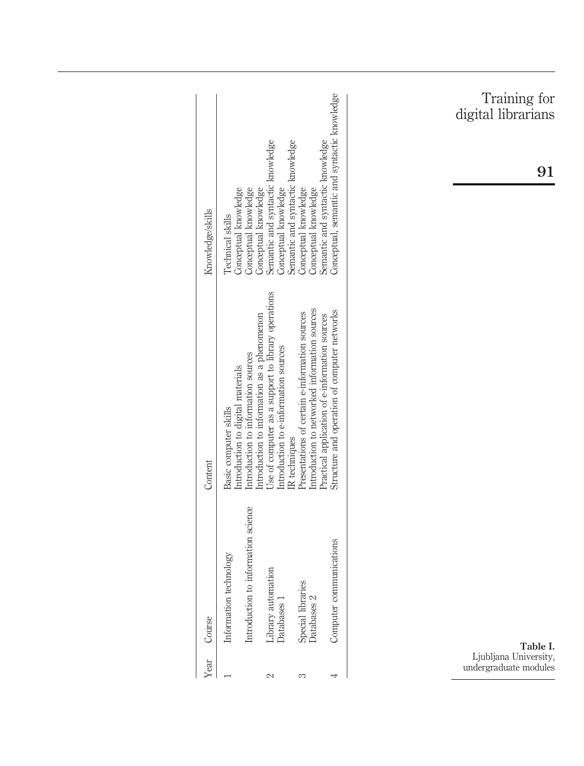**Table I.** Ljubljana University, undergraduate modules

| Year | Course | Content | Knowledge/skills |
|---|---|---|---|
| 1 | Information technology | Basic computer skills | Technical skills |
| | | Introduction to digital materials | Conceptual knowledge |
| | Introduction to information science | Introduction to information sources | Conceptual knowledge |
| | | Introduction to information as a phenomenon | Conceptual knowledge |
| 2 | Library automation | Use of computer as a support to library operations | Semantic and syntactic knowledge |
| | Databases 1 | Introduction to e-information sources | Conceptual knowledge |
| | | IR techniques | Semantic and syntactic knowledge |
| 3 | Special libraries | Presentations of certain e-information sources | Conceptual knowledge |
| | Databases 2 | Introduction to networked information sources | Conceptual knowledge |
| | | Practical application of e-information sources | Semantic and syntactic knowledge |
| 4 | Computer communications | Structure and operation of computer networks | Conceptual, semantic and syntactic knowledge |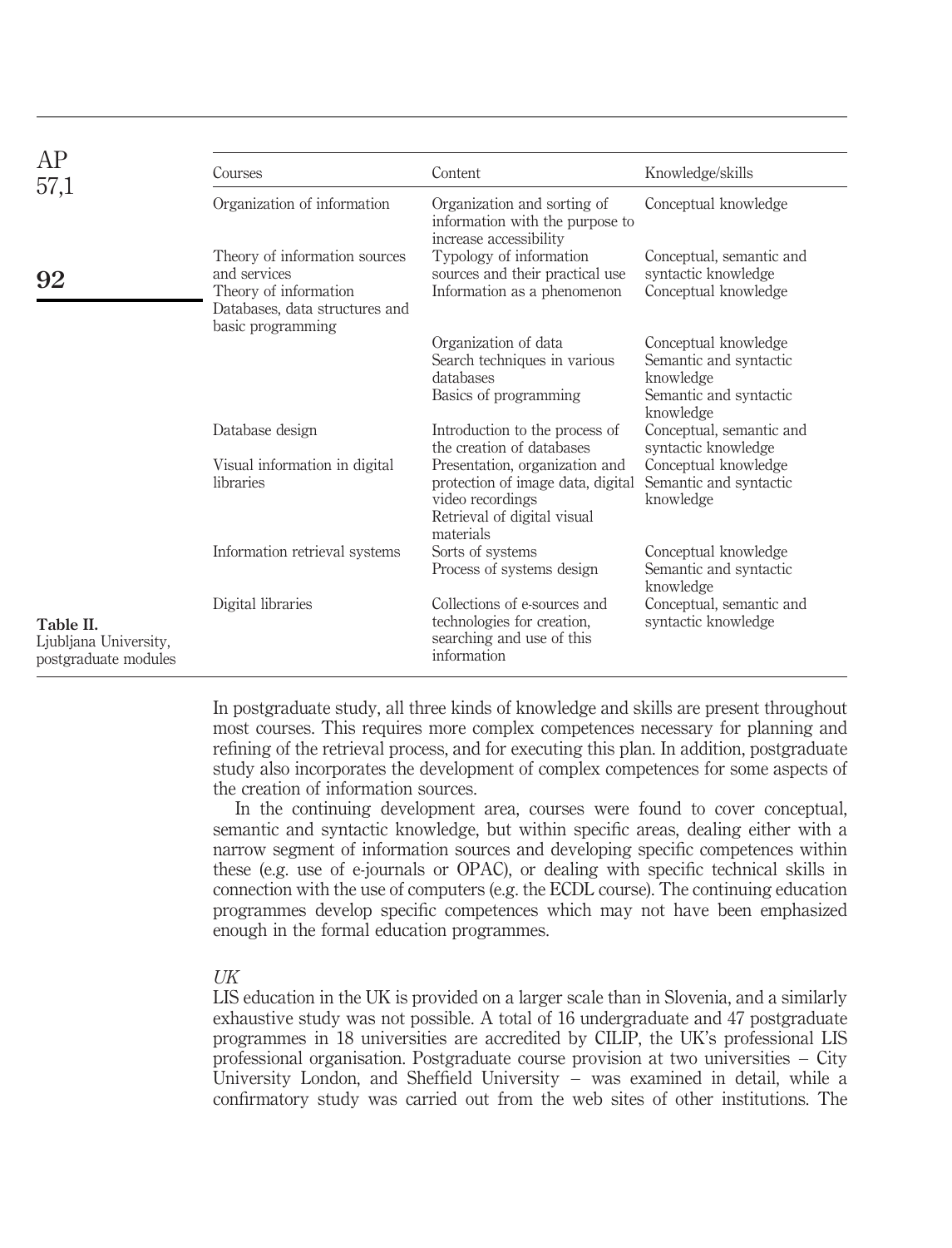Table II. Ljubljana University, postgraduate modules

| Courses | Content | Knowledge/skills |
|---|---|---|
| Organization of information | Organization and sorting of information with the purpose to increase accessibility | Conceptual knowledge |
| Theory of information sources and services | Typology of information sources and their practical use | Conceptual, semantic and syntactic knowledge |
| Theory of information | Information as a phenomenon | Conceptual knowledge |
| Databases, data structures and basic programming | | |
| | Organization of data | Conceptual knowledge |
| | Search techniques in various databases | Semantic and syntactic knowledge |
| | Basics of programming | Semantic and syntactic knowledge |
| Database design | Introduction to the process of the creation of databases | Conceptual, semantic and syntactic knowledge |
| Visual information in digital libraries | Presentation, organization and protection of image data, digital video recordings | Conceptual knowledge |
| | Retrieval of digital visual materials | Semantic and syntactic knowledge |
| Information retrieval systems | Sorts of systems | Conceptual knowledge |
| | Process of systems design | Semantic and syntactic knowledge |
| Digital libraries | Collections of e-sources and technologies for creation, searching and use of this information | Conceptual, semantic and syntactic knowledge |

In postgraduate study, all three kinds of knowledge and skills are present throughout most courses. This requires more complex competences necessary for planning and refining of the retrieval process, and for executing this plan. In addition, postgraduate study also incorporates the development of complex competences for some aspects of the creation of information sources.

In the continuing development area, courses were found to cover conceptual, semantic and syntactic knowledge, but within specific areas, dealing either with a narrow segment of information sources and developing specific competences within these (e.g. use of e-journals or OPAC), or dealing with specific technical skills in connection with the use of computers (e.g. the ECDL course). The continuing education programmes develop specific competences which may not have been emphasized enough in the formal education programmes.

### *UK*

LIS education in the UK is provided on a larger scale than in Slovenia, and a similarly exhaustive study was not possible. A total of 16 undergraduate and 47 postgraduate programmes in 18 universities are accredited by CILIP, the UK's professional LIS professional organisation. Postgraduate course provision at two universities – City University London, and Sheffield University – was examined in detail, while a confirmatory study was carried out from the web sites of other institutions. The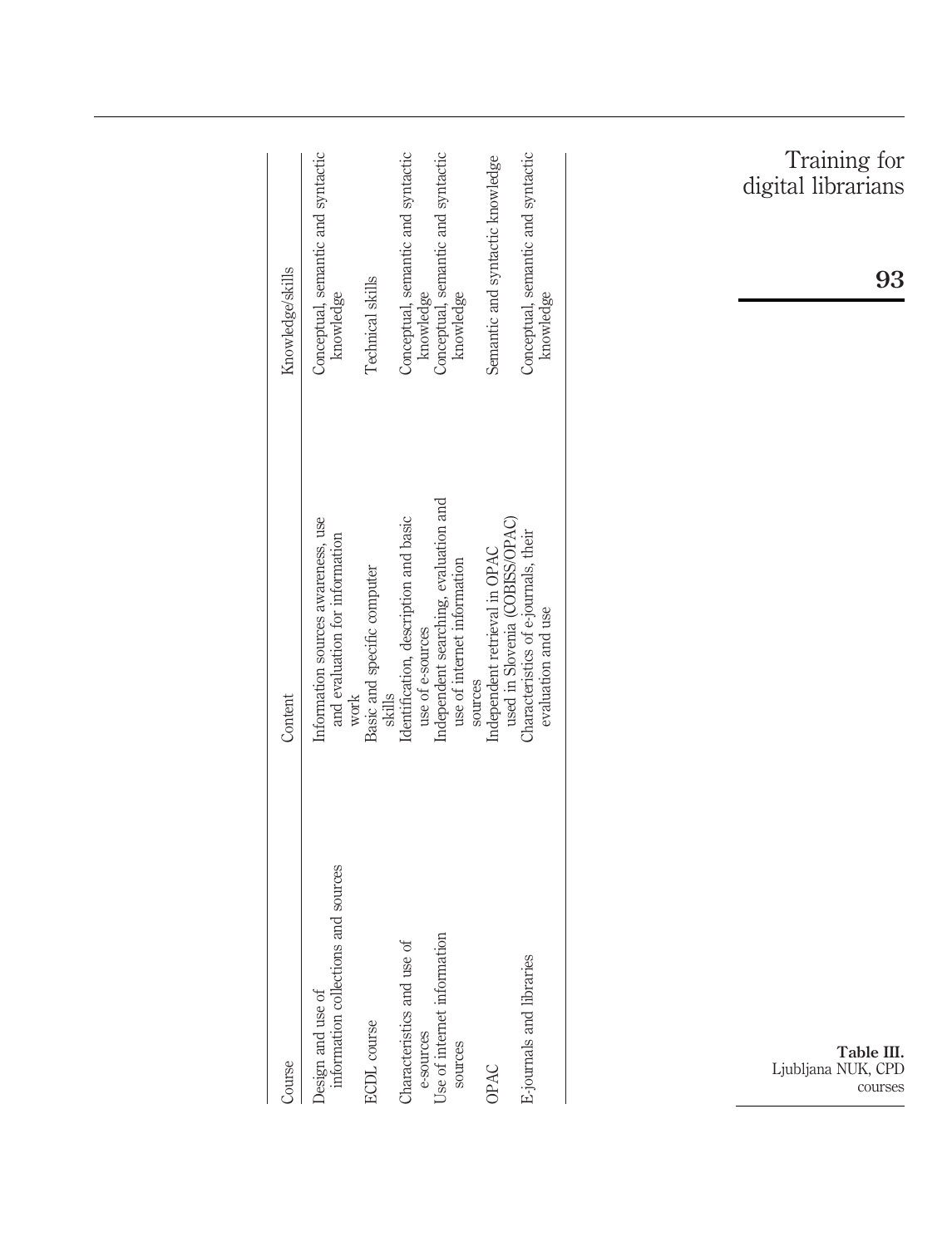**Table III.** Ljubljana NUK, CPD courses

| Course | Content | Knowledge/skills |
| --- | --- | --- |
| Design and use of information collections and sources | Information sources awareness, use and evaluation for information work | Conceptual, semantic and syntactic knowledge |
| ECDL course | Basic and specific computer skills | Technical skills |
| Characteristics and use of e-sources | Identification, description and basic use of e-sources | Conceptual, semantic and syntactic knowledge |
| Use of internet information sources | Independent searching, evaluation and use of internet information sources | Conceptual, semantic and syntactic knowledge |
| OPAC | Independent retrieval in OPAC used in Slovenia (COBISS/OPAC) | Semantic and syntactic knowledge |
| E-journals and libraries | Characteristics of e-journals, their evaluation and use | Conceptual, semantic and syntactic knowledge |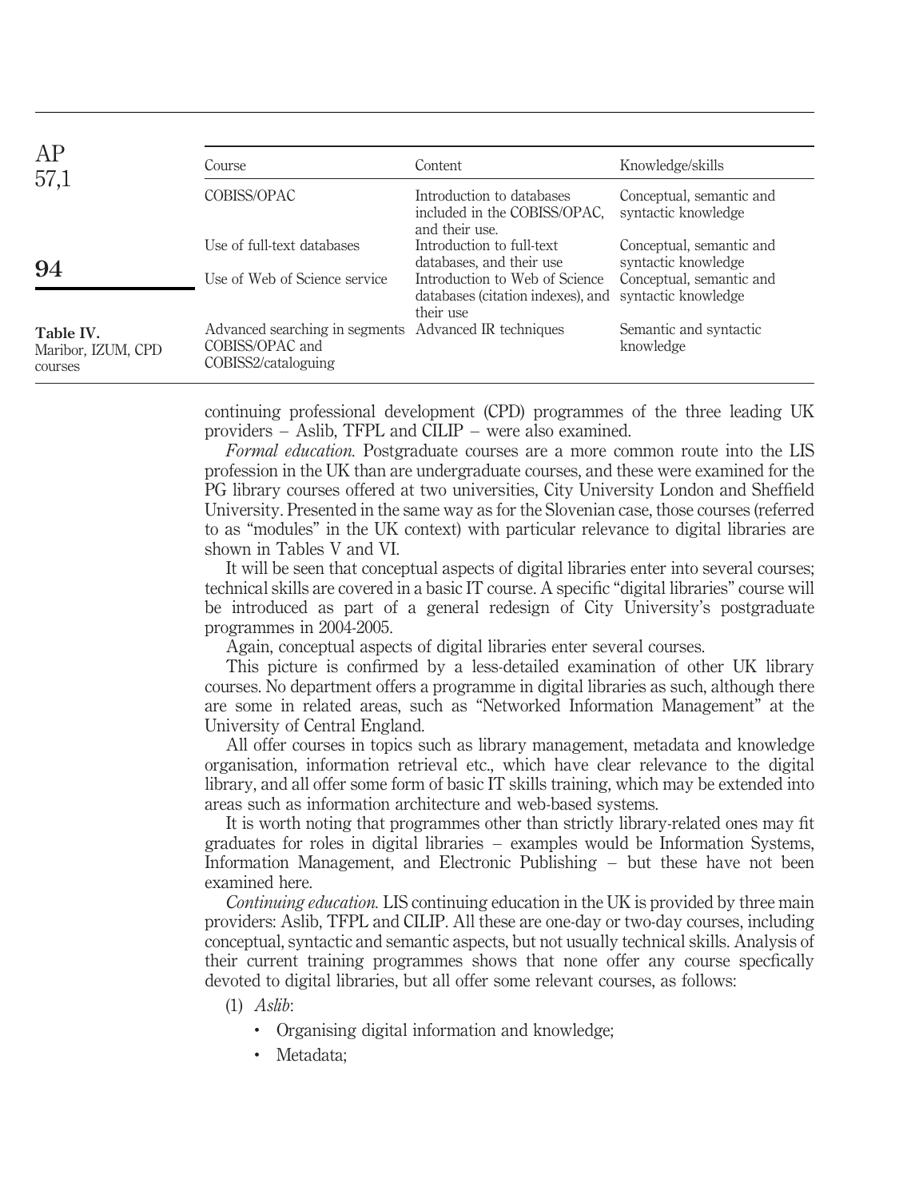| Course | Content | Knowledge/skills |
| --- | --- | --- |
| COBISS/OPAC | Introduction to databases included in the COBISS/OPAC, and their use. | Conceptual, semantic and syntactic knowledge |
| Use of full-text databases | Introduction to full-text databases, and their use | Conceptual, semantic and syntactic knowledge |
| Use of Web of Science service | Introduction to Web of Science databases (citation indexes), and their use | Conceptual, semantic and syntactic knowledge |
| Advanced searching in segments COBISS/OPAC and COBISS2/cataloguing | Advanced IR techniques | Semantic and syntactic knowledge |

**Table IV.** Maribor, IZUM, CPD courses

continuing professional development (CPD) programmes of the three leading UK providers – Aslib, TFPL and CILIP – were also examined.

*Formal education.* Postgraduate courses are a more common route into the LIS profession in the UK than are undergraduate courses, and these were examined for the PG library courses offered at two universities, City University London and Sheffield University. Presented in the same way as for the Slovenian case, those courses (referred to as "modules" in the UK context) with particular relevance to digital libraries are shown in Tables V and VI.

It will be seen that conceptual aspects of digital libraries enter into several courses; technical skills are covered in a basic IT course. A specific "digital libraries" course will be introduced as part of a general redesign of City University's postgraduate programmes in 2004-2005.

Again, conceptual aspects of digital libraries enter several courses.

This picture is confirmed by a less-detailed examination of other UK library courses. No department offers a programme in digital libraries as such, although there are some in related areas, such as "Networked Information Management" at the University of Central England.

All offer courses in topics such as library management, metadata and knowledge organisation, information retrieval etc., which have clear relevance to the digital library, and all offer some form of basic IT skills training, which may be extended into areas such as information architecture and web-based systems.

It is worth noting that programmes other than strictly library-related ones may fit graduates for roles in digital libraries – examples would be Information Systems, Information Management, and Electronic Publishing – but these have not been examined here.

*Continuing education.* LIS continuing education in the UK is provided by three main providers: Aslib, TFPL and CILIP. All these are one-day or two-day courses, including conceptual, syntactic and semantic aspects, but not usually technical skills. Analysis of their current training programmes shows that none offer any course specfically devoted to digital libraries, but all offer some relevant courses, as follows:

(1) *Aslib*:

- Organising digital information and knowledge;
- Metadata;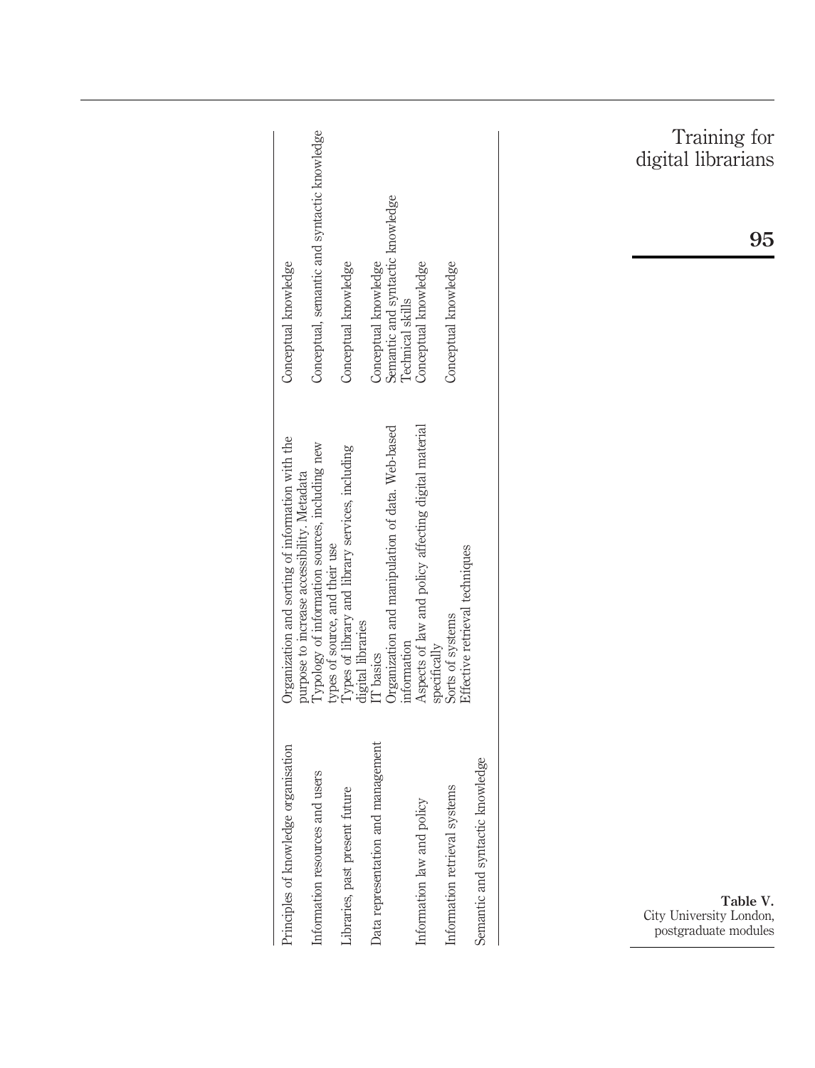| | | |
|---|---|---|
| Principles of knowledge organisation | Organization and sorting of information with the purpose to increase accessibility. Metadata | Conceptual knowledge |
| Information resources and users | Typology of information sources, including new types of source, and their use | Conceptual, semantic and syntactic knowledge |
| Libraries, past present future | Types of library and library services, including digital libraries | Conceptual knowledge |
| Data representation and management | IT basics | Conceptual knowledge |
| | Organization and manipulation of data. Web-based information | Semantic and syntactic knowledge<br>Technical skills |
| Information law and policy | Aspects of law and policy affecting digital material specifically | Conceptual knowledge |
| Information retrieval systems | Sorts of systems | Conceptual knowledge |
| | Effective retrieval techniques | |
| Semantic and syntactic knowledge | | |

**Table V.** City University London, postgraduate modules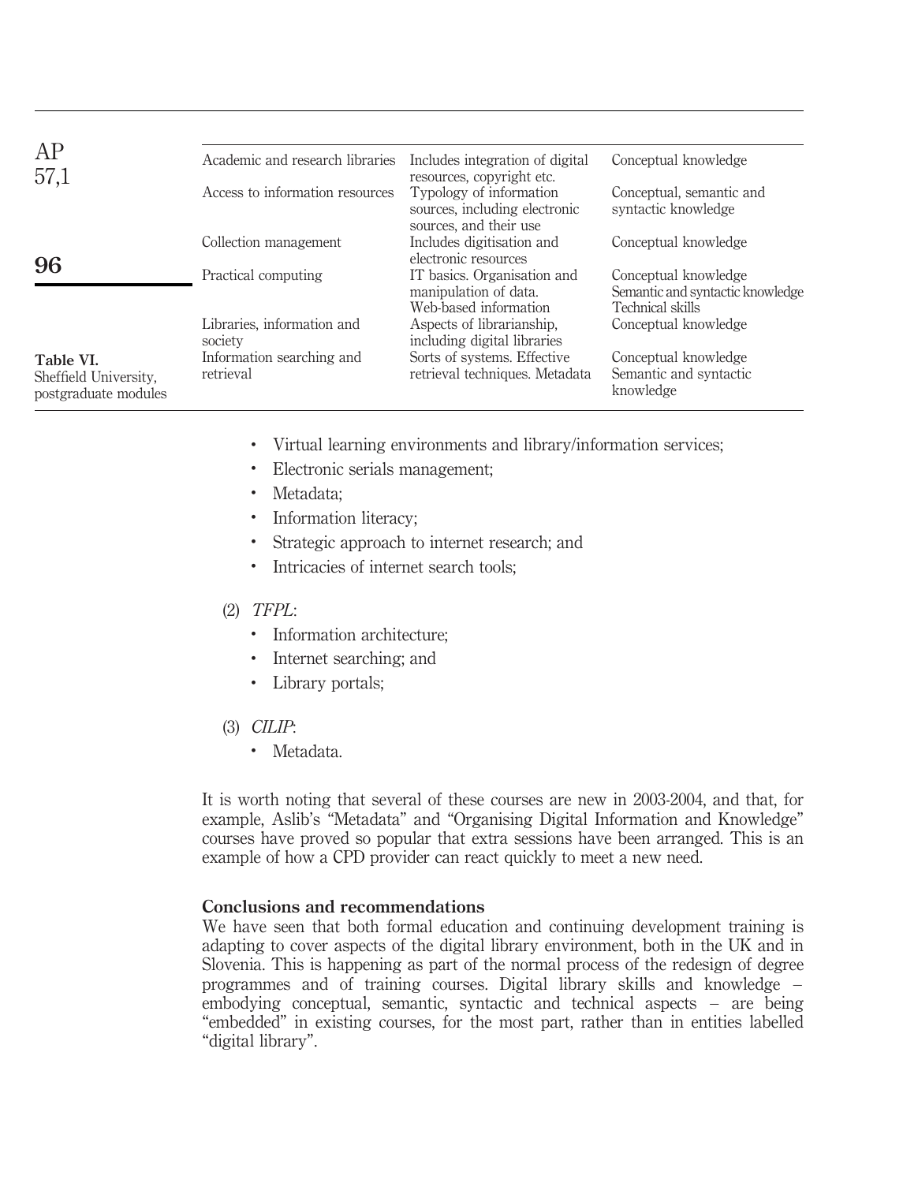Table VI. Sheffield University, postgraduate modules

| | | |
|---|---|---|
| Academic and research libraries | Includes integration of digital resources, copyright etc. | Conceptual knowledge |
| Access to information resources | Typology of information sources, including electronic sources, and their use | Conceptual, semantic and syntactic knowledge |
| Collection management | Includes digitisation and electronic resources | Conceptual knowledge |
| Practical computing | IT basics. Organisation and manipulation of data. Web-based information | Conceptual knowledge Semantic and syntactic knowledge Technical skills |
| Libraries, information and society | Aspects of librarianship, including digital libraries | Conceptual knowledge |
| Information searching and retrieval | Sorts of systems. Effective retrieval techniques. Metadata | Conceptual knowledge Semantic and syntactic knowledge |

- Virtual learning environments and library/information services;
- Electronic serials management;
- Metadata;
- Information literacy;
- Strategic approach to internet research; and
- Intricacies of internet search tools;

(2) *TFPL*:

- Information architecture;
- Internet searching; and
- Library portals;

(3) *CILIP*:

- Metadata.

It is worth noting that several of these courses are new in 2003-2004, and that, for example, Aslib's "Metadata" and "Organising Digital Information and Knowledge" courses have proved so popular that extra sessions have been arranged. This is an example of how a CPD provider can react quickly to meet a new need.

## Conclusions and recommendations

We have seen that both formal education and continuing development training is adapting to cover aspects of the digital library environment, both in the UK and in Slovenia. This is happening as part of the normal process of the redesign of degree programmes and of training courses. Digital library skills and knowledge – embodying conceptual, semantic, syntactic and technical aspects – are being "embedded" in existing courses, for the most part, rather than in entities labelled "digital library".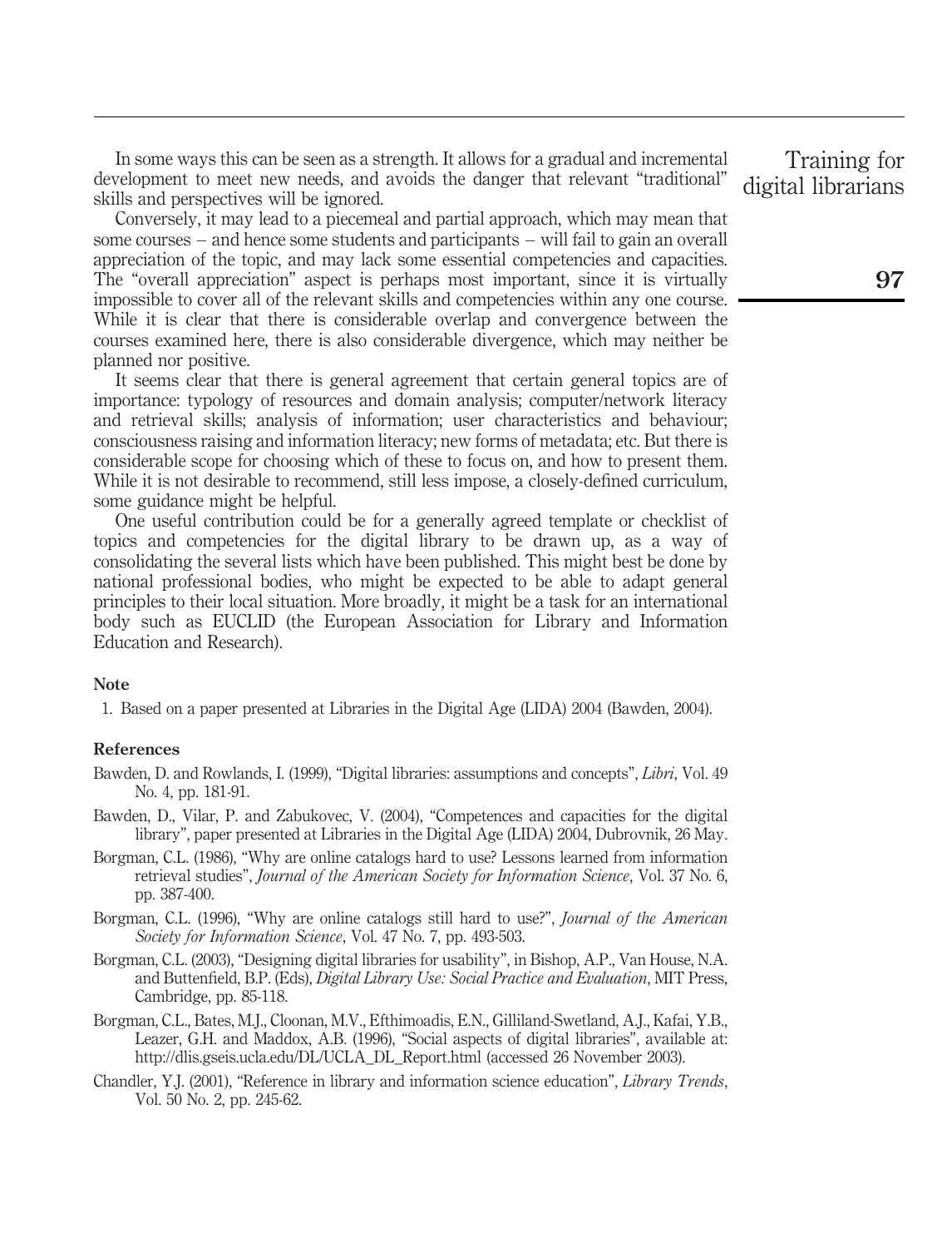In some ways this can be seen as a strength. It allows for a gradual and incremental development to meet new needs, and avoids the danger that relevant "traditional" skills and perspectives will be ignored.

Conversely, it may lead to a piecemeal and partial approach, which may mean that some courses – and hence some students and participants – will fail to gain an overall appreciation of the topic, and may lack some essential competencies and capacities. The "overall appreciation" aspect is perhaps most important, since it is virtually impossible to cover all of the relevant skills and competencies within any one course. While it is clear that there is considerable overlap and convergence between the courses examined here, there is also considerable divergence, which may neither be planned nor positive.

It seems clear that there is general agreement that certain general topics are of importance: typology of resources and domain analysis; computer/network literacy and retrieval skills; analysis of information; user characteristics and behaviour; consciousness raising and information literacy; new forms of metadata; etc. But there is considerable scope for choosing which of these to focus on, and how to present them. While it is not desirable to recommend, still less impose, a closely-defined curriculum, some guidance might be helpful.

One useful contribution could be for a generally agreed template or checklist of topics and competencies for the digital library to be drawn up, as a way of consolidating the several lists which have been published. This might best be done by national professional bodies, who might be expected to be able to adapt general principles to their local situation. More broadly, it might be a task for an international body such as EUCLID (the European Association for Library and Information Education and Research).

### Note

1. Based on a paper presented at Libraries in the Digital Age (LIDA) 2004 (Bawden, 2004).

### References

Bawden, D. and Rowlands, I. (1999), "Digital libraries: assumptions and concepts", *Libri*, Vol. 49 No. 4, pp. 181-91.

Bawden, D., Vilar, P. and Zabukovec, V. (2004), "Competences and capacities for the digital library", paper presented at Libraries in the Digital Age (LIDA) 2004, Dubrovnik, 26 May.

Borgman, C.L. (1986), "Why are online catalogs hard to use? Lessons learned from information retrieval studies", *Journal of the American Society for Information Science*, Vol. 37 No. 6, pp. 387-400.

Borgman, C.L. (1996), "Why are online catalogs still hard to use?", *Journal of the American Society for Information Science*, Vol. 47 No. 7, pp. 493-503.

Borgman, C.L. (2003), "Designing digital libraries for usability", in Bishop, A.P., Van House, N.A. and Buttenfield, B.P. (Eds), *Digital Library Use: Social Practice and Evaluation*, MIT Press, Cambridge, pp. 85-118.

Borgman, C.L., Bates, M.J., Cloonan, M.V., Efthimoadis, E.N., Gilliland-Swetland, A.J., Kafai, Y.B., Leazer, G.H. and Maddox, A.B. (1996), "Social aspects of digital libraries", available at: http://dlis.gseis.ucla.edu/DL/UCLA_DL_Report.html (accessed 26 November 2003).

Chandler, Y.J. (2001), "Reference in library and information science education", *Library Trends*, Vol. 50 No. 2, pp. 245-62.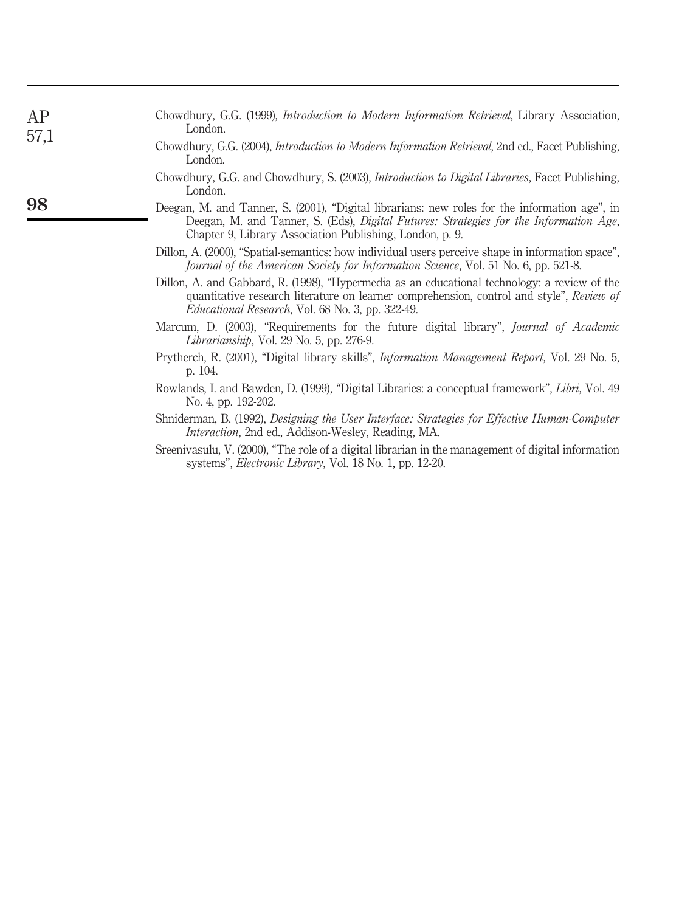Chowdhury, G.G. (1999), *Introduction to Modern Information Retrieval*, Library Association, London.

Chowdhury, G.G. (2004), *Introduction to Modern Information Retrieval*, 2nd ed., Facet Publishing, London.

Chowdhury, G.G. and Chowdhury, S. (2003), *Introduction to Digital Libraries*, Facet Publishing, London.

Deegan, M. and Tanner, S. (2001), "Digital librarians: new roles for the information age", in Deegan, M. and Tanner, S. (Eds), *Digital Futures: Strategies for the Information Age*, Chapter 9, Library Association Publishing, London, p. 9.

Dillon, A. (2000), "Spatial-semantics: how individual users perceive shape in information space", *Journal of the American Society for Information Science*, Vol. 51 No. 6, pp. 521-8.

Dillon, A. and Gabbard, R. (1998), "Hypermedia as an educational technology: a review of the quantitative research literature on learner comprehension, control and style", *Review of Educational Research*, Vol. 68 No. 3, pp. 322-49.

Marcum, D. (2003), "Requirements for the future digital library", *Journal of Academic Librarianship*, Vol. 29 No. 5, pp. 276-9.

Prytherch, R. (2001), "Digital library skills", *Information Management Report*, Vol. 29 No. 5, p. 104.

Rowlands, I. and Bawden, D. (1999), "Digital Libraries: a conceptual framework", *Libri*, Vol. 49 No. 4, pp. 192-202.

Shniderman, B. (1992), *Designing the User Interface: Strategies for Effective Human-Computer Interaction*, 2nd ed., Addison-Wesley, Reading, MA.

Sreenivasulu, V. (2000), "The role of a digital librarian in the management of digital information systems", *Electronic Library*, Vol. 18 No. 1, pp. 12-20.